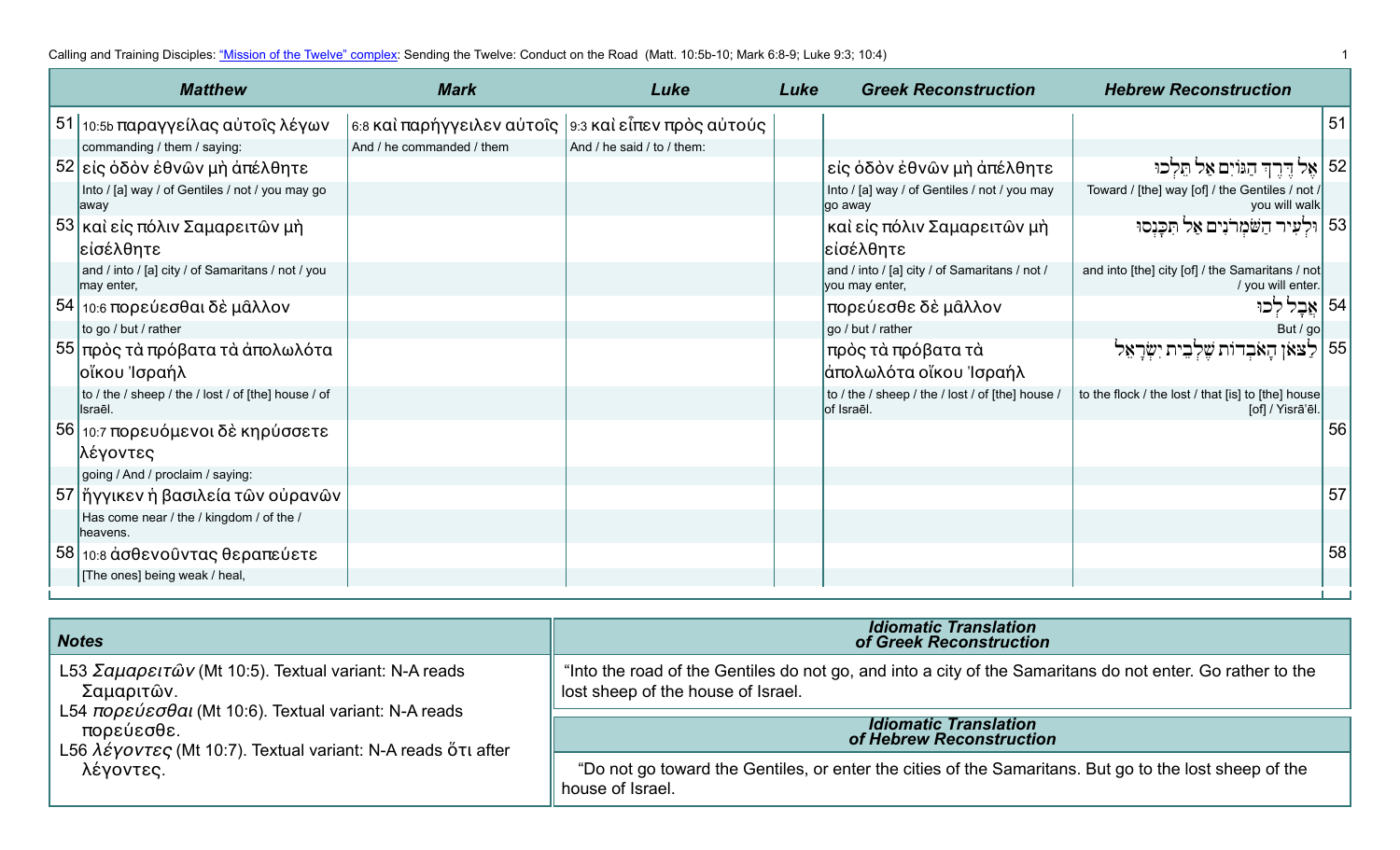Calling and Training Disciples: "Mission of the Twelve" complex: Sending the Twelve: Conduct on the Road (Matt. 10:5b-10; Mark 6:8-9; Luke 9:3; 10:4)

| | Matthew | Mark | Luke | Luke | Greek Reconstruction | Hebrew Reconstruction | |
|---|---|---|---|---|---|---|---|
| 51 | 10:5b παραγγείλας αὐτοῖς λέγων<br>commanding / them / saying: | 6:8 καὶ παρήγγειλεν αὐτοῖς<br>And / he commanded / them | 9:3 καὶ εἶπεν πρὸς αὐτούς<br>And / he said / to / them: | | | | 51 |
| 52 | εἰς ὁδὸν ἐθνῶν μὴ ἀπέλθητε<br>Into / [a] way / of Gentiles / not / you may go away | | | | εἰς ὁδὸν ἐθνῶν μὴ ἀπέλθητε<br>Into / [a] way / of Gentiles / not / you may go away | אֶל דֶּרֶךְ הַגּוֹיִם אַל תֵּלְכוּ<br>Toward / [the] way [of] / the Gentiles / not / you will walk | 52 |
| 53 | καὶ εἰς πόλιν Σαμαρειτῶν μὴ εἰσέλθητε<br>and / into / [a] city / of Samaritans / not / you may enter, | | | | καὶ εἰς πόλιν Σαμαρειτῶν μὴ εἰσέλθητε<br>and / into / [a] city / of Samaritans / not / you may enter, | וּלְעִיר הַשֹּׁמְרֹנִים אַל תִּכָּנְסוּ<br>and into [the] city [of] / the Samaritans / not / you will enter. | 53 |
| 54 | 10:6 πορεύεσθαι δὲ μᾶλλον<br>to go / but / rather | | | | πορεύεσθε δὲ μᾶλλον<br>go / but / rather | אֲבָל לְכוּ<br>But / go | 54 |
| 55 | πρὸς τὰ πρόβατα τὰ ἀπολωλότα οἴκου Ἰσραήλ<br>to / the / sheep / the / lost / of [the] house / of Israēl. | | | | πρὸς τὰ πρόβατα τὰ ἀπολωλότα οἴκου Ἰσραήλ<br>to / the / sheep / the / lost / of [the] house / of Israēl. | לַצֹּאן הָאֹבְדוֹת שֶׁלְּבֵית יִשְׂרָאֵל<br>to the flock / the lost / that [is] to [the] house [of] / Yisrā'ēl. | 55 |
| 56 | 10:7 πορευόμενοι δὲ κηρύσσετε λέγοντες<br>going / And / proclaim / saying: | | | | | | 56 |
| 57 | ἤγγικεν ἡ βασιλεία τῶν οὐρανῶν<br>Has come near / the / kingdom / of the / heavens. | | | | | | 57 |
| 58 | 10:8 ἀσθενοῦντας θεραπεύετε<br>[The ones] being weak / heal, | | | | | | 58 |

| Notes |
|---|
| L53 *Σαμαρειτῶν* (Mt 10:5). Textual variant: N-A reads Σαμαριτῶν. |
| L54 *πορεύεσθαι* (Mt 10:6). Textual variant: N-A reads πορεύεσθε. |
| L56 *λέγοντες* (Mt 10:7). Textual variant: N-A reads ὅτι after λέγοντες. |

**Idiomatic Translation of Greek Reconstruction**

"Into the road of the Gentiles do not go, and into a city of the Samaritans do not enter. Go rather to the lost sheep of the house of Israel.

**Idiomatic Translation of Hebrew Reconstruction**

"Do not go toward the Gentiles, or enter the cities of the Samaritans. But go to the lost sheep of the house of Israel.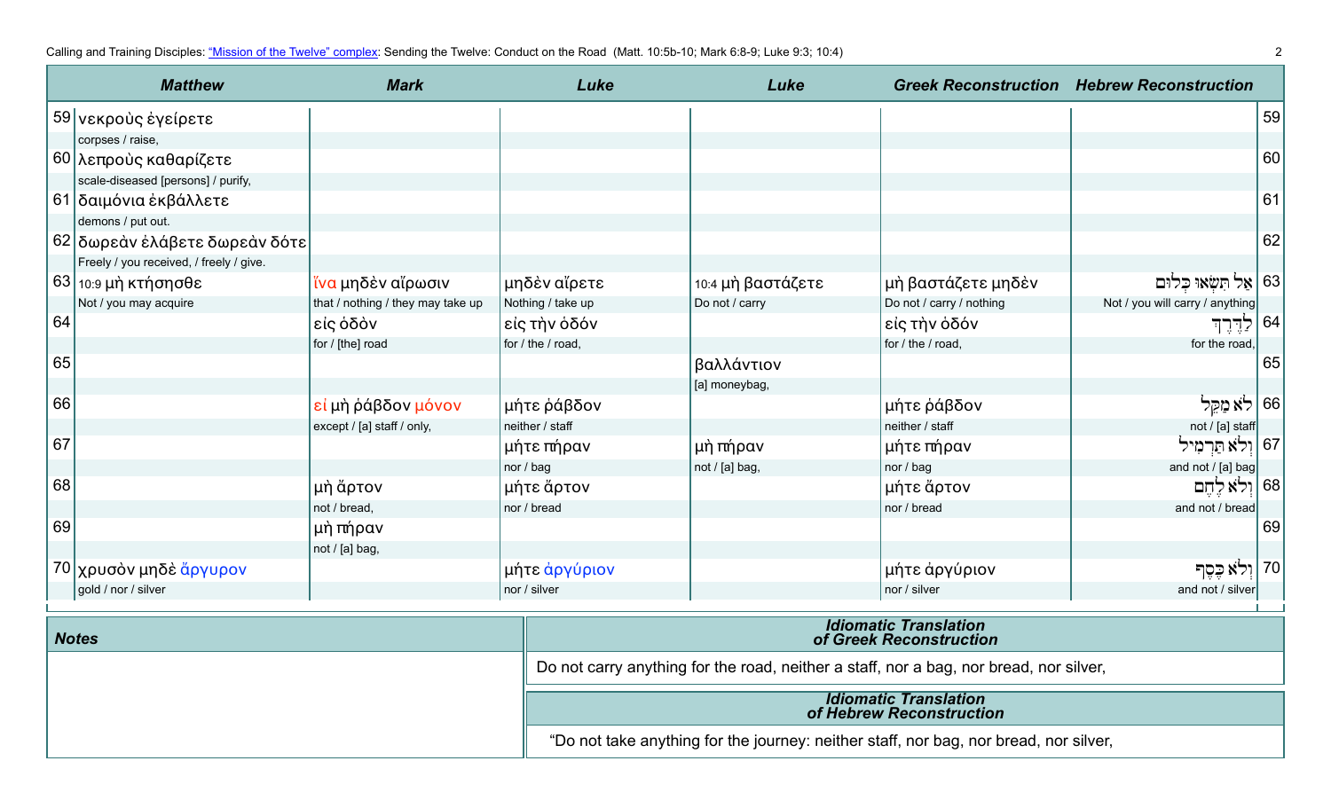Calling and Training Disciples: "Mission of the Twelve" complex: Sending the Twelve: Conduct on the Road (Matt. 10:5b-10; Mark 6:8-9; Luke 9:3; 10:4)

| | Matthew | Mark | Luke | Luke | Greek Reconstruction | Hebrew Reconstruction | |
|---|---|---|---|---|---|---|---|
| 59 | νεκροὺς ἐγείρετε<br>corpses / raise, | | | | | | 59 |
| 60 | λεπροὺς καθαρίζετε<br>scale-diseased [persons] / purify, | | | | | | 60 |
| 61 | δαιμόνια ἐκβάλλετε<br>demons / put out. | | | | | | 61 |
| 62 | δωρεὰν ἐλάβετε δωρεὰν δότε<br>Freely / you received, / freely / give. | | | | | | 62 |
| 63 | 10:9 μὴ κτήσησθε<br>Not / you may acquire | ἵνα μηδὲν αἴρωσιν<br>that / nothing / they may take up | μηδὲν αἴρετε<br>Nothing / take up | 10:4 μὴ βαστάζετε<br>Do not / carry | μὴ βαστάζετε μηδὲν<br>Do not / carry / nothing | אַל תִּשְׂאוּ כְּלוּם<br>Not / you will carry / anything | 63 |
| 64 | | εἰς ὁδὸν<br>for / [the] road | εἰς τὴν ὁδόν<br>for / the / road, | | εἰς τὴν ὁδόν<br>for / the / road, | לַדֶּרֶךְ<br>for the road, | 64 |
| 65 | | | | βαλλάντιον<br>[a] moneybag, | | | 65 |
| 66 | | εἰ μὴ ῥάβδον μόνον<br>except / [a] staff / only, | μήτε ῥάβδον<br>neither / staff | | μήτε ῥάβδον<br>neither / staff | לֹא מַקֵּל<br>not / [a] staff | 66 |
| 67 | | | μήτε πήραν<br>nor / bag | μὴ πήραν<br>not / [a] bag, | μήτε πήραν<br>nor / bag | וְלֹא תַּרְמִיל<br>and not / [a] bag | 67 |
| 68 | | μὴ ἄρτον<br>not / bread, | μήτε ἄρτον<br>nor / bread | | μήτε ἄρτον<br>nor / bread | וְלֹא לֶחֶם<br>and not / bread | 68 |
| 69 | | μὴ πήραν<br>not / [a] bag, | | | | | 69 |
| 70 | χρυσὸν μηδὲ ἄργυρον<br>gold / nor / silver | | μήτε ἀργύριον<br>nor / silver | | μήτε ἀργύριον<br>nor / silver | וְלֹא כֶּסֶף<br>and not / silver | 70 |

| Notes | Idiomatic Translation of Greek Reconstruction |
|---|---|
| | Do not carry anything for the road, neither a staff, nor a bag, nor bread, nor silver, |
| | **Idiomatic Translation of Hebrew Reconstruction** |
| | "Do not take anything for the journey: neither staff, nor bag, nor bread, nor silver, |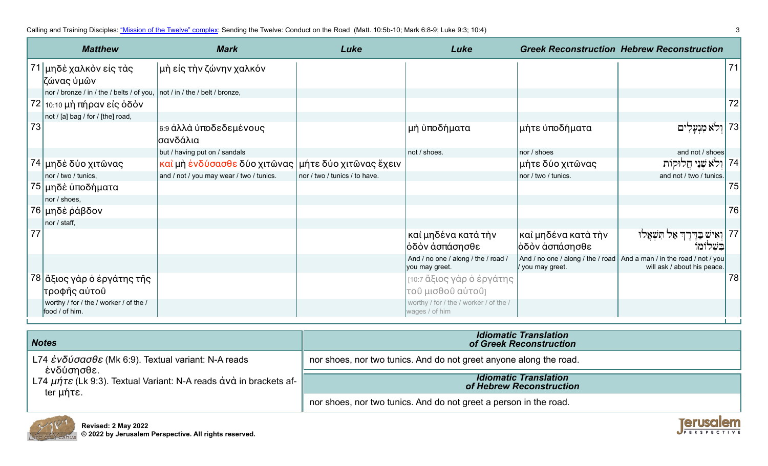Calling and Training Disciples: "Mission of the Twelve" complex: Sending the Twelve: Conduct on the Road (Matt. 10:5b-10; Mark 6:8-9; Luke 9:3; 10:4)

| | Matthew | Mark | Luke | Luke | Greek Reconstruction | Hebrew Reconstruction | |
|---|---|---|---|---|---|---|---|
| 71 | μηδὲ χαλκὸν εἰς τὰς ζώνας ὑμῶν | μὴ εἰς τὴν ζώνην χαλκόν | | | | | 71 |
| | nor / bronze / in / the / belts / of you, | not / in / the / belt / bronze, | | | | | |
| 72 | 10:10 μὴ πήραν εἰς ὁδὸν | | | | | | 72 |
| | not / [a] bag / for / [the] road, | | | | | | |
| 73 | | 6:9 ἀλλὰ ὑποδεδεμένους σανδάλια | | μὴ ὑποδήματα | μήτε ὑποδήματα | וְלֹא מִנְעָלִים | 73 |
| | | but / having put on / sandals | | not / shoes. | nor / shoes | and not / shoes | |
| 74 | μηδὲ δύο χιτῶνας | καὶ μὴ ἐνδύσασθε δύο χιτῶνας | μήτε δύο χιτῶνας ἔχειν | | μήτε δύο χιτῶνας | וְלֹא שְׁנֵי חֲלוּקוֹת | 74 |
| | nor / two / tunics, | and / not / you may wear / two / tunics. | nor / two / tunics / to have. | | nor / two / tunics. | and not / two / tunics. | |
| 75 | μηδὲ ὑποδήματα | | | | | | 75 |
| | nor / shoes, | | | | | | |
| 76 | μηδὲ ῥάβδον | | | | | | 76 |
| | nor / staff, | | | | | | |
| 77 | | | | καὶ μηδένα κατὰ τὴν ὁδὸν ἀσπάσησθε | καὶ μηδένα κατὰ τὴν ὁδὸν ἀσπάσησθε | וְאִישׁ בַּדֶּרֶךְ אַל תִּשְׁאֲלוּ בִשְׁלוֹמוֹ | 77 |
| | | | | And / no one / along / the / road / you may greet. | And / no one / along / the / road / you may greet. | And a man / in the road / not / you will ask / about his peace. | |
| 78 | ἄξιος γὰρ ὁ ἐργάτης τῆς τροφῆς αὐτοῦ | | | [10:7 ἄξιος γὰρ ὁ ἐργάτης τοῦ μισθοῦ αὐτοῦ] | | | 78 |
| | worthy / for / the / worker / of the / food / of him. | | | worthy / for / the / worker / of the / wages / of him | | | |

## Notes

L74 *ἐνδύσασθε* (Mk 6:9). Textual variant: N-A reads ἐνδύσησθε.

L74 *μήτε* (Lk 9:3). Textual Variant: N-A reads ἀνὰ in brackets after μήτε.

## Idiomatic Translation of Greek Reconstruction

nor shoes, nor two tunics. And do not greet anyone along the road.

## Idiomatic Translation of Hebrew Reconstruction

nor shoes, nor two tunics. And do not greet a person in the road.

Revised: 2 May 2022
© 2022 by Jerusalem Perspective. All rights reserved.